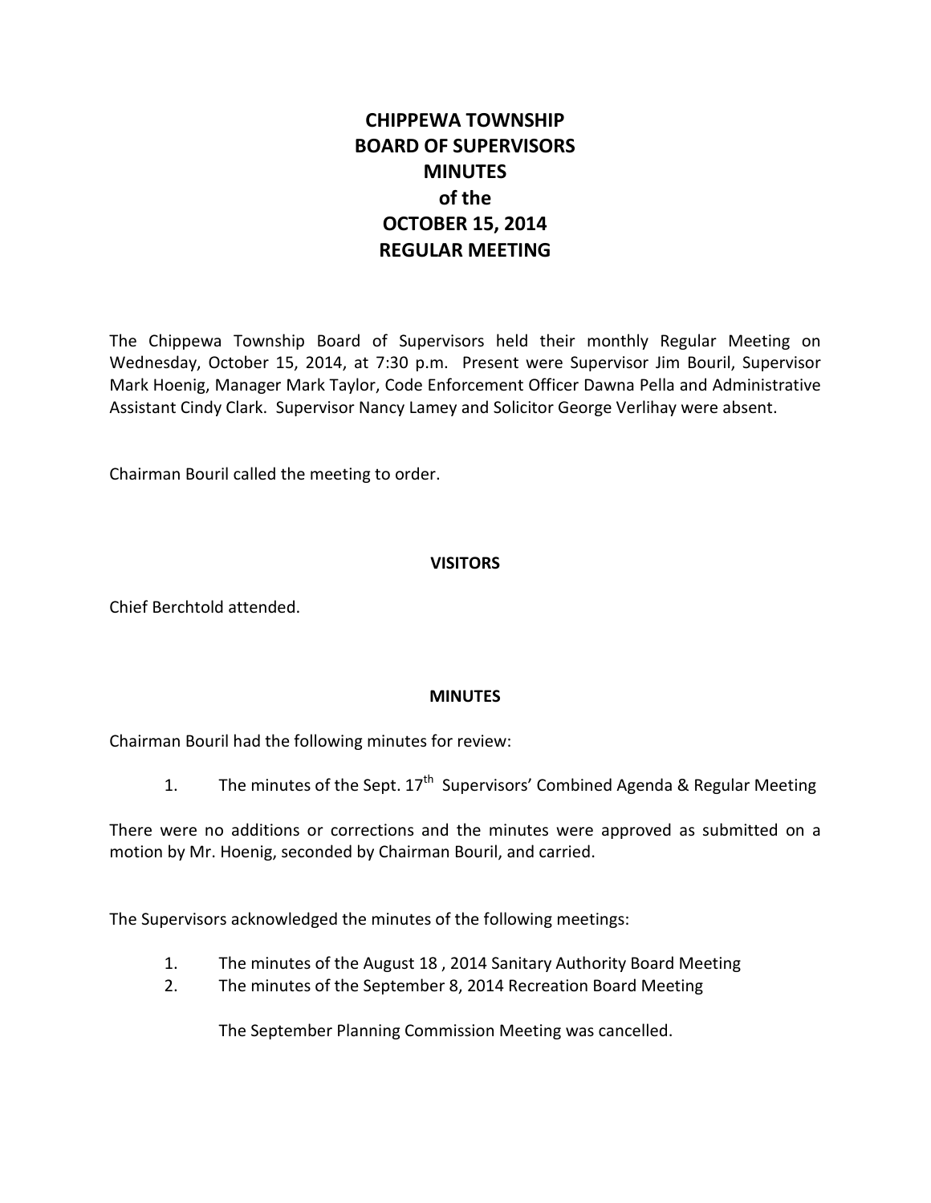# CHIPPEWA TOWNSHIP
# BOARD OF SUPERVISORS
# MINUTES
# of the
# OCTOBER 15, 2014
# REGULAR MEETING

The Chippewa Township Board of Supervisors held their monthly Regular Meeting on Wednesday, October 15, 2014, at 7:30 p.m. Present were Supervisor Jim Bouril, Supervisor Mark Hoenig, Manager Mark Taylor, Code Enforcement Officer Dawna Pella and Administrative Assistant Cindy Clark. Supervisor Nancy Lamey and Solicitor George Verlihay were absent.

Chairman Bouril called the meeting to order.

## VISITORS

Chief Berchtold attended.

## MINUTES

Chairman Bouril had the following minutes for review:

1. The minutes of the Sept. 17th Supervisors' Combined Agenda & Regular Meeting

There were no additions or corrections and the minutes were approved as submitted on a motion by Mr. Hoenig, seconded by Chairman Bouril, and carried.

The Supervisors acknowledged the minutes of the following meetings:

1. The minutes of the August 18 , 2014 Sanitary Authority Board Meeting
2. The minutes of the September 8, 2014 Recreation Board Meeting

   The September Planning Commission Meeting was cancelled.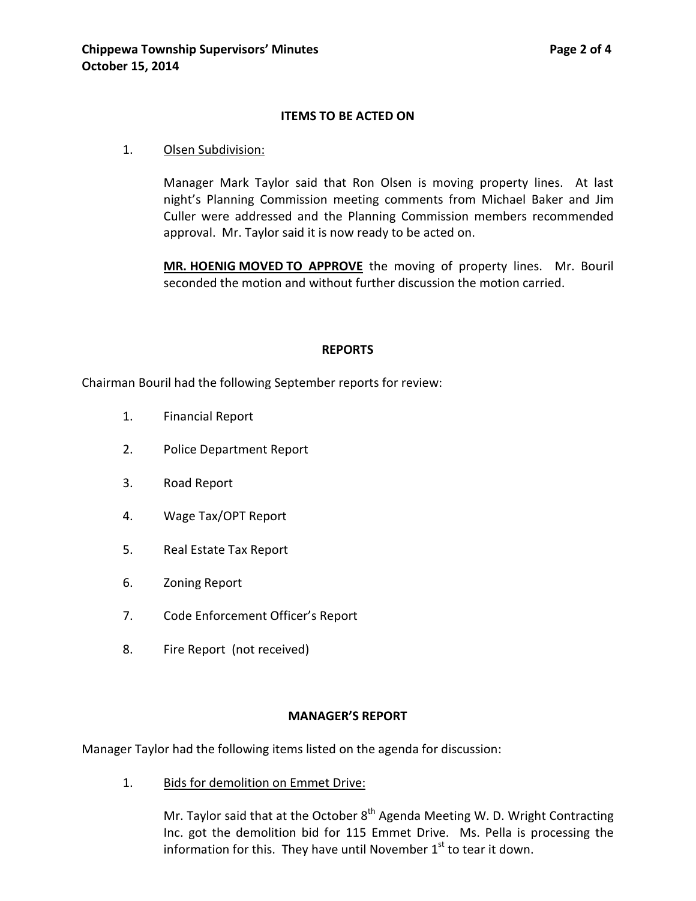## ITEMS TO BE ACTED ON

1. Olsen Subdivision:

   Manager Mark Taylor said that Ron Olsen is moving property lines. At last night's Planning Commission meeting comments from Michael Baker and Jim Culler were addressed and the Planning Commission members recommended approval. Mr. Taylor said it is now ready to be acted on.

   **MR. HOENIG MOVED TO APPROVE** the moving of property lines. Mr. Bouril seconded the motion and without further discussion the motion carried.

## REPORTS

Chairman Bouril had the following September reports for review:

1. Financial Report
2. Police Department Report
3. Road Report
4. Wage Tax/OPT Report
5. Real Estate Tax Report
6. Zoning Report
7. Code Enforcement Officer's Report
8. Fire Report (not received)

## MANAGER'S REPORT

Manager Taylor had the following items listed on the agenda for discussion:

1. Bids for demolition on Emmet Drive:

   Mr. Taylor said that at the October 8th Agenda Meeting W. D. Wright Contracting Inc. got the demolition bid for 115 Emmet Drive. Ms. Pella is processing the information for this. They have until November 1st to tear it down.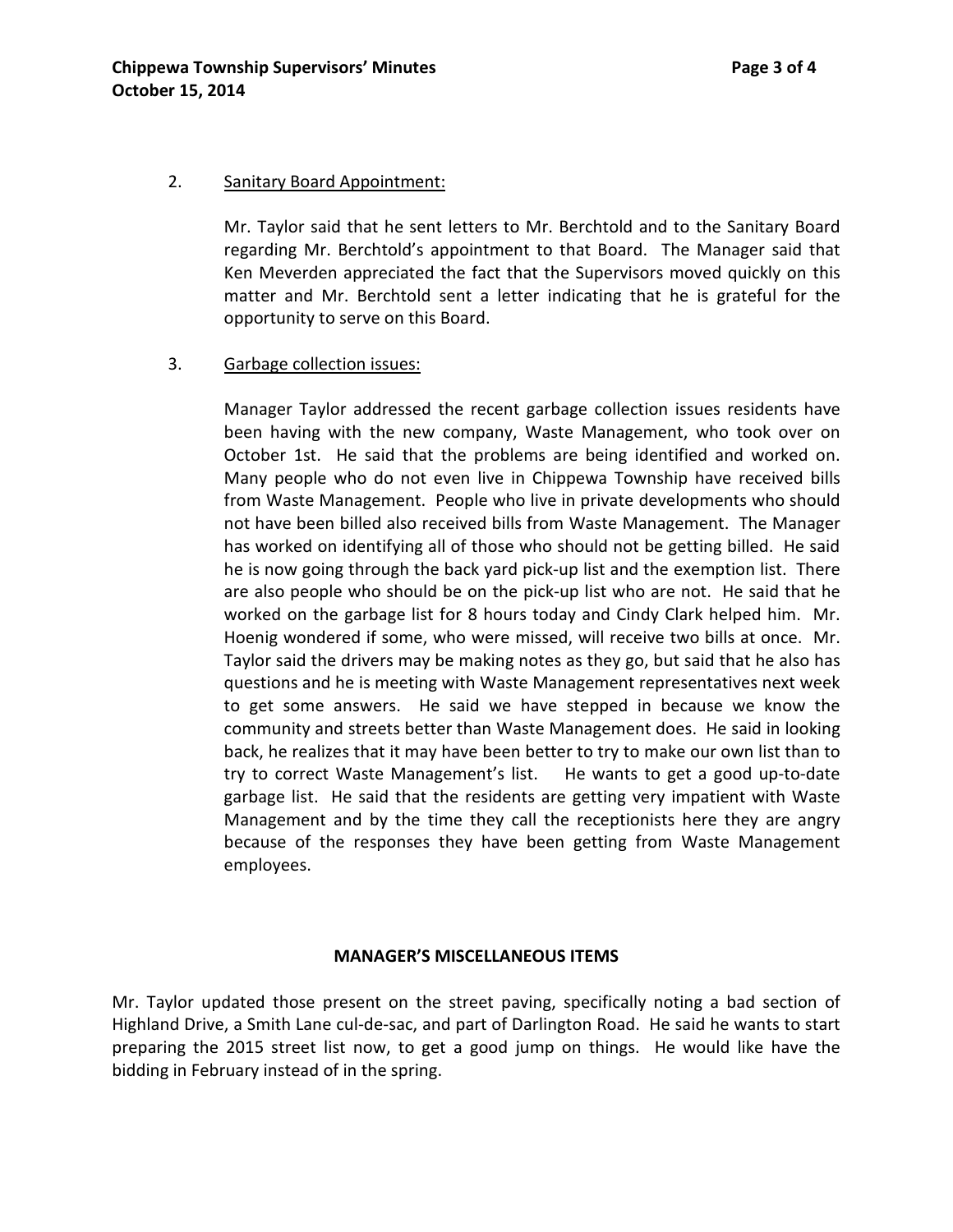2. Sanitary Board Appointment:

   Mr. Taylor said that he sent letters to Mr. Berchtold and to the Sanitary Board regarding Mr. Berchtold's appointment to that Board. The Manager said that Ken Meverden appreciated the fact that the Supervisors moved quickly on this matter and Mr. Berchtold sent a letter indicating that he is grateful for the opportunity to serve on this Board.

3. Garbage collection issues:

   Manager Taylor addressed the recent garbage collection issues residents have been having with the new company, Waste Management, who took over on October 1st. He said that the problems are being identified and worked on. Many people who do not even live in Chippewa Township have received bills from Waste Management. People who live in private developments who should not have been billed also received bills from Waste Management. The Manager has worked on identifying all of those who should not be getting billed. He said he is now going through the back yard pick-up list and the exemption list. There are also people who should be on the pick-up list who are not. He said that he worked on the garbage list for 8 hours today and Cindy Clark helped him. Mr. Hoenig wondered if some, who were missed, will receive two bills at once. Mr. Taylor said the drivers may be making notes as they go, but said that he also has questions and he is meeting with Waste Management representatives next week to get some answers. He said we have stepped in because we know the community and streets better than Waste Management does. He said in looking back, he realizes that it may have been better to try to make our own list than to try to correct Waste Management's list. He wants to get a good up-to-date garbage list. He said that the residents are getting very impatient with Waste Management and by the time they call the receptionists here they are angry because of the responses they have been getting from Waste Management employees.

## MANAGER'S MISCELLANEOUS ITEMS

Mr. Taylor updated those present on the street paving, specifically noting a bad section of Highland Drive, a Smith Lane cul-de-sac, and part of Darlington Road. He said he wants to start preparing the 2015 street list now, to get a good jump on things. He would like have the bidding in February instead of in the spring.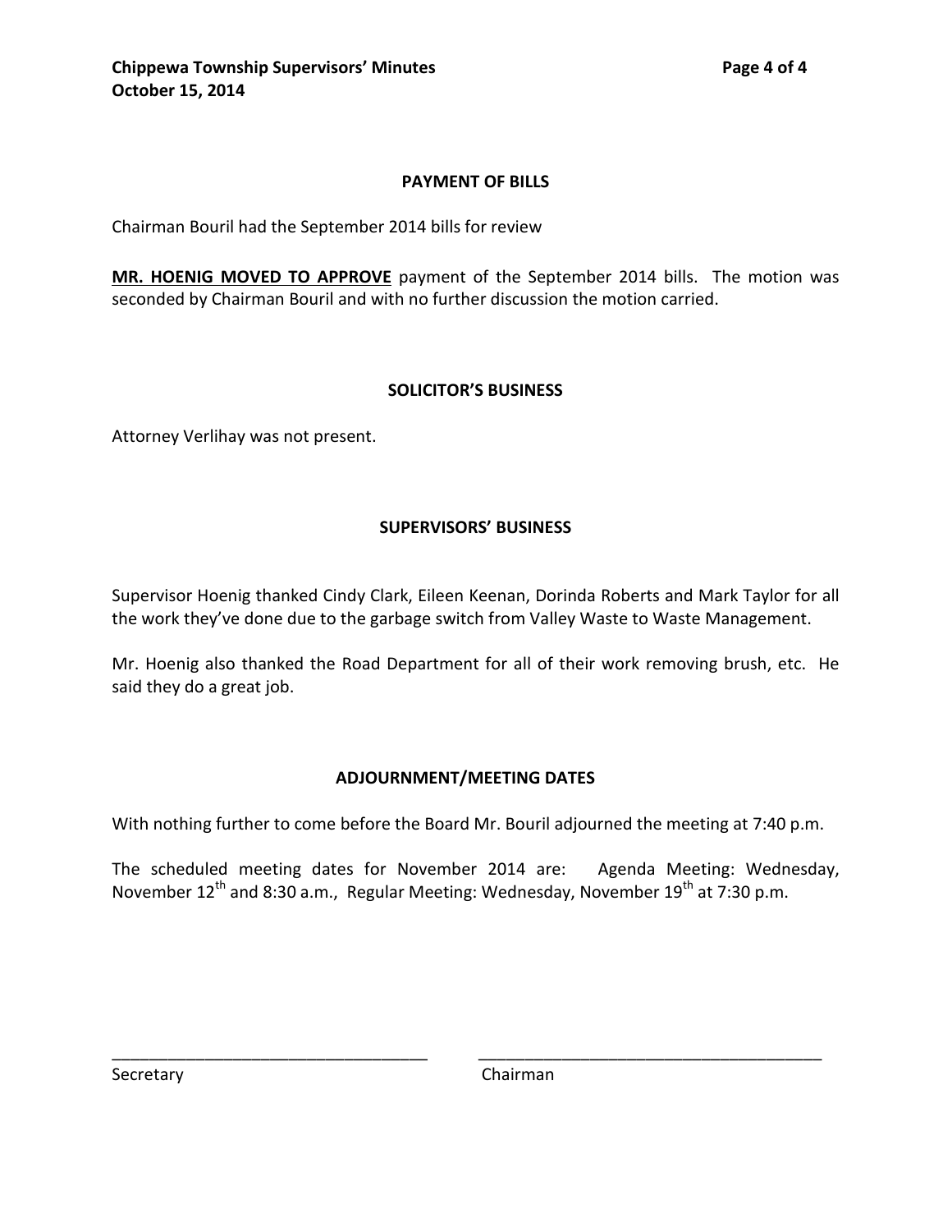## PAYMENT OF BILLS

Chairman Bouril had the September 2014 bills for review

**MR. HOENIG MOVED TO APPROVE** payment of the September 2014 bills. The motion was seconded by Chairman Bouril and with no further discussion the motion carried.

## SOLICITOR'S BUSINESS

Attorney Verlihay was not present.

## SUPERVISORS' BUSINESS

Supervisor Hoenig thanked Cindy Clark, Eileen Keenan, Dorinda Roberts and Mark Taylor for all the work they've done due to the garbage switch from Valley Waste to Waste Management.

Mr. Hoenig also thanked the Road Department for all of their work removing brush, etc. He said they do a great job.

## ADJOURNMENT/MEETING DATES

With nothing further to come before the Board Mr. Bouril adjourned the meeting at 7:40 p.m.

The scheduled meeting dates for November 2014 are: Agenda Meeting: Wednesday, November 12th and 8:30 a.m., Regular Meeting: Wednesday, November 19th at 7:30 p.m.

___________________________________ ______________________________________

Secretary Chairman